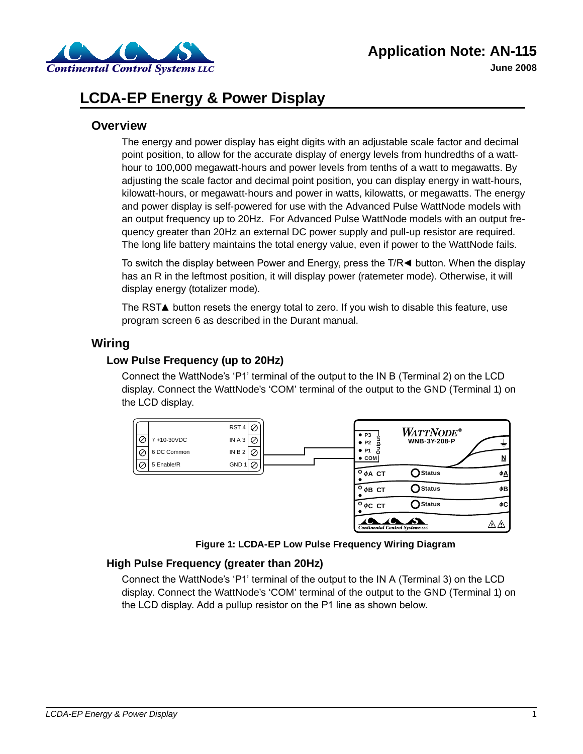# Application Note: AN-115

**June 2008**

# LCDA-EP Energy & Power Display

## Overview

The energy and power display has eight digits with an adjustable scale factor and decimal point position, to allow for the accurate display of energy levels from hundredths of a watt-hour to 100,000 megawatt-hours and power levels from tenths of a watt to megawatts. By adjusting the scale factor and decimal point position, you can display energy in watt-hours, kilowatt-hours, or megawatt-hours and power in watts, kilowatts, or megawatts. The energy and power display is self-powered for use with the Advanced Pulse WattNode models with an output frequency up to 20Hz. For Advanced Pulse WattNode models with an output frequency greater than 20Hz an external DC power supply and pull-up resistor are required. The long life battery maintains the total energy value, even if power to the WattNode fails.

To switch the display between Power and Energy, press the T/R◀ button. When the display has an R in the leftmost position, it will display power (ratemeter mode). Otherwise, it will display energy (totalizer mode).

The RST▲ button resets the energy total to zero. If you wish to disable this feature, use program screen 6 as described in the Durant manual.

## Wiring

### Low Pulse Frequency (up to 20Hz)

Connect the WattNode's 'P1' terminal of the output to the IN B (Terminal 2) on the LCD display. Connect the WattNode's 'COM' terminal of the output to the GND (Terminal 1) on the LCD display.

**Figure 1: LCDA-EP Low Pulse Frequency Wiring Diagram**

### High Pulse Frequency (greater than 20Hz)

Connect the WattNode's 'P1' terminal of the output to the IN A (Terminal 3) on the LCD display. Connect the WattNode's 'COM' terminal of the output to the GND (Terminal 1) on the LCD display. Add a pullup resistor on the P1 line as shown below.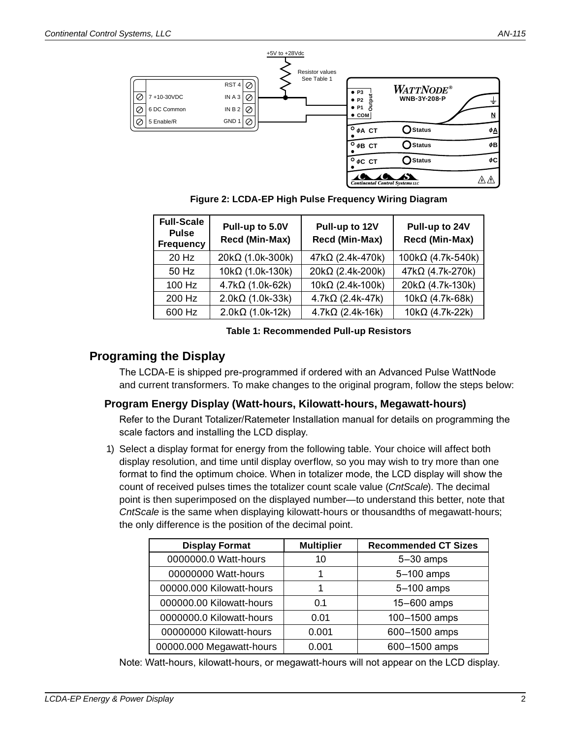Figure 2: LCDA-EP High Pulse Frequency Wiring Diagram

| Full-Scale Pulse Frequency | Pull-up to 5.0V Recd (Min-Max) | Pull-up to 12V Recd (Min-Max) | Pull-up to 24V Recd (Min-Max) |
|---|---|---|---|
| 20 Hz | 20kΩ (1.0k-300k) | 47kΩ (2.4k-470k) | 100kΩ (4.7k-540k) |
| 50 Hz | 10kΩ (1.0k-130k) | 20kΩ (2.4k-200k) | 47kΩ (4.7k-270k) |
| 100 Hz | 4.7kΩ (1.0k-62k) | 10kΩ (2.4k-100k) | 20kΩ (4.7k-130k) |
| 200 Hz | 2.0kΩ (1.0k-33k) | 4.7kΩ (2.4k-47k) | 10kΩ (4.7k-68k) |
| 600 Hz | 2.0kΩ (1.0k-12k) | 4.7kΩ (2.4k-16k) | 10kΩ (4.7k-22k) |

**Table 1: Recommended Pull-up Resistors**

## Programing the Display

The LCDA-E is shipped pre-programmed if ordered with an Advanced Pulse WattNode and current transformers. To make changes to the original program, follow the steps below:

### Program Energy Display (Watt-hours, Kilowatt-hours, Megawatt-hours)

Refer to the Durant Totalizer/Ratemeter Installation manual for details on programming the scale factors and installing the LCD display.

1) Select a display format for energy from the following table. Your choice will affect both display resolution, and time until display overflow, so you may wish to try more than one format to find the optimum choice. When in totalizer mode, the LCD display will show the count of received pulses times the totalizer count scale value (*CntScale*). The decimal point is then superimposed on the displayed number—to understand this better, note that *CntScale* is the same when displaying kilowatt-hours or thousandths of megawatt-hours; the only difference is the position of the decimal point.

| Display Format | Multiplier | Recommended CT Sizes |
|---|---|---|
| 0000000.0 Watt-hours | 10 | 5–30 amps |
| 00000000 Watt-hours | 1 | 5–100 amps |
| 00000.000 Kilowatt-hours | 1 | 5–100 amps |
| 000000.00 Kilowatt-hours | 0.1 | 15–600 amps |
| 0000000.0 Kilowatt-hours | 0.01 | 100–1500 amps |
| 00000000 Kilowatt-hours | 0.001 | 600–1500 amps |
| 00000.000 Megawatt-hours | 0.001 | 600–1500 amps |

Note: Watt-hours, kilowatt-hours, or megawatt-hours will not appear on the LCD display.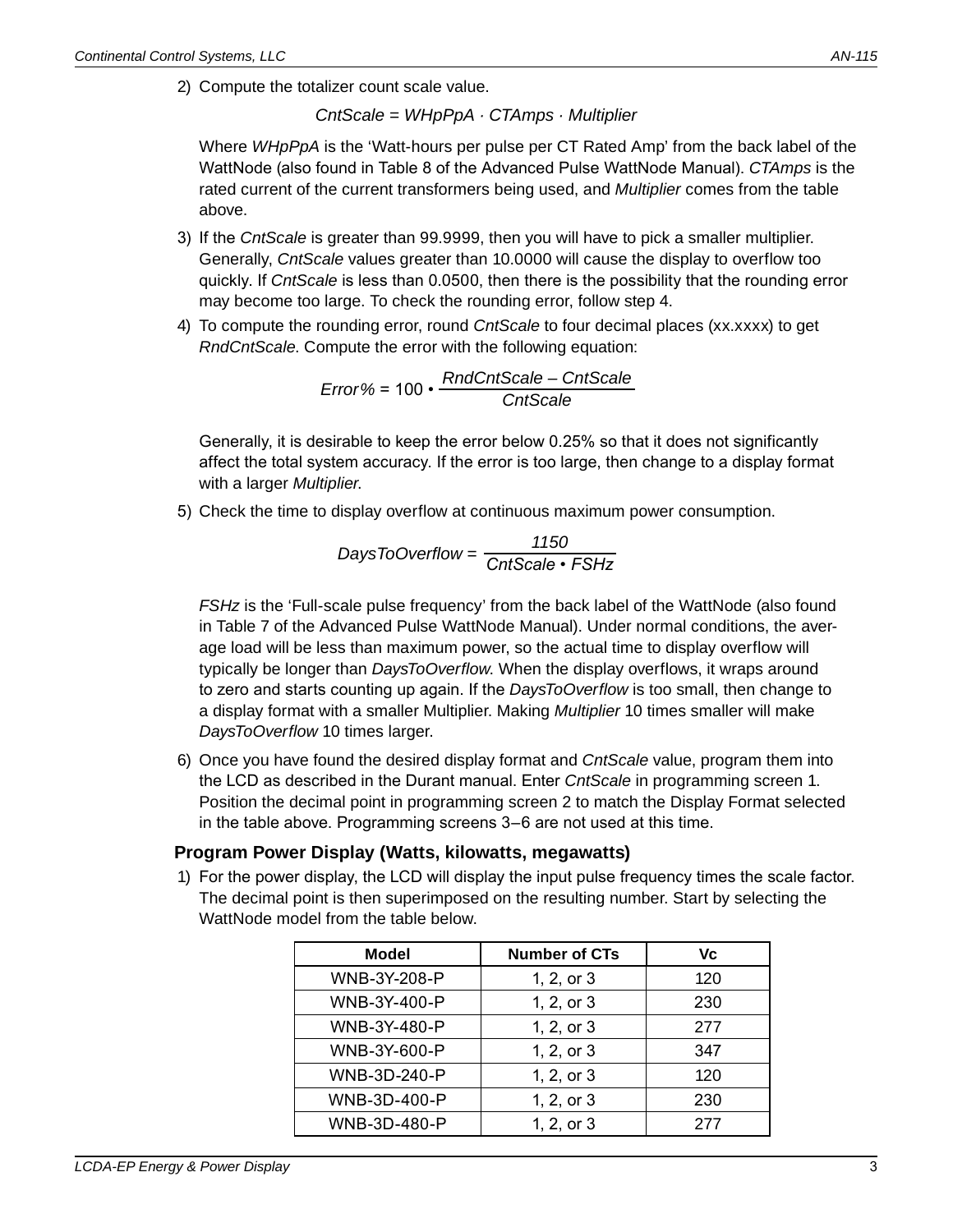2) Compute the totalizer count scale value.

$$CntScale = WHpPpA \cdot CTAmps \cdot Multiplier$$

Where *WHpPpA* is the 'Watt-hours per pulse per CT Rated Amp' from the back label of the WattNode (also found in Table 8 of the Advanced Pulse WattNode Manual). *CTAmps* is the rated current of the current transformers being used, and *Multiplier* comes from the table above.

3) If the *CntScale* is greater than 99.9999, then you will have to pick a smaller multiplier. Generally, *CntScale* values greater than 10.0000 will cause the display to overflow too quickly. If *CntScale* is less than 0.0500, then there is the possibility that the rounding error may become too large. To check the rounding error, follow step 4.

4) To compute the rounding error, round *CntScale* to four decimal places (xx.xxxx) to get *RndCntScale*. Compute the error with the following equation:

$$Error\% = 100 \bullet \frac{RndCntScale - CntScale}{CntScale}$$

Generally, it is desirable to keep the error below 0.25% so that it does not significantly affect the total system accuracy. If the error is too large, then change to a display format with a larger *Multiplier*.

5) Check the time to display overflow at continuous maximum power consumption.

$$DaysToOverflow = \frac{1150}{CntScale \bullet FSHz}$$

*FSHz* is the 'Full-scale pulse frequency' from the back label of the WattNode (also found in Table 7 of the Advanced Pulse WattNode Manual). Under normal conditions, the average load will be less than maximum power, so the actual time to display overflow will typically be longer than *DaysToOverflow*. When the display overflows, it wraps around to zero and starts counting up again. If the *DaysToOverflow* is too small, then change to a display format with a smaller Multiplier. Making *Multiplier* 10 times smaller will make *DaysToOverflow* 10 times larger.

6) Once you have found the desired display format and *CntScale* value, program them into the LCD as described in the Durant manual. Enter *CntScale* in programming screen 1. Position the decimal point in programming screen 2 to match the Display Format selected in the table above. Programming screens 3–6 are not used at this time.

### Program Power Display (Watts, kilowatts, megawatts)

1) For the power display, the LCD will display the input pulse frequency times the scale factor. The decimal point is then superimposed on the resulting number. Start by selecting the WattNode model from the table below.

| Model | Number of CTs | Vc |
|---|---|---|
| WNB-3Y-208-P | 1, 2, or 3 | 120 |
| WNB-3Y-400-P | 1, 2, or 3 | 230 |
| WNB-3Y-480-P | 1, 2, or 3 | 277 |
| WNB-3Y-600-P | 1, 2, or 3 | 347 |
| WNB-3D-240-P | 1, 2, or 3 | 120 |
| WNB-3D-400-P | 1, 2, or 3 | 230 |
| WNB-3D-480-P | 1, 2, or 3 | 277 |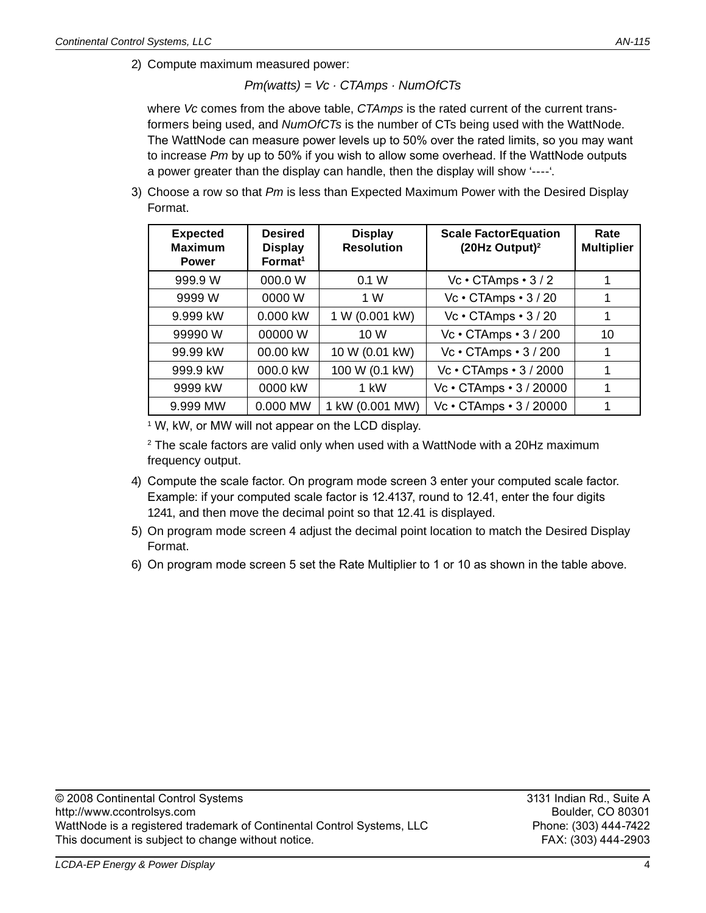2) Compute maximum measured power:

$$Pm(watts) = Vc \cdot CTAmps \cdot NumOfCTs$$

where *Vc* comes from the above table, *CTAmps* is the rated current of the current transformers being used, and *NumOfCTs* is the number of CTs being used with the WattNode. The WattNode can measure power levels up to 50% over the rated limits, so you may want to increase *Pm* by up to 50% if you wish to allow some overhead. If the WattNode outputs a power greater than the display can handle, then the display will show '----'.

3) Choose a row so that *Pm* is less than Expected Maximum Power with the Desired Display Format.

| Expected Maximum Power | Desired Display Format[1] | Display Resolution | Scale FactorEquation (20Hz Output)[2] | Rate Multiplier |
|---|---|---|---|---|
| 999.9 W | 000.0 W | 0.1 W | Vc • CTAmps • 3 / 2 | 1 |
| 9999 W | 0000 W | 1 W | Vc • CTAmps • 3 / 20 | 1 |
| 9.999 kW | 0.000 kW | 1 W (0.001 kW) | Vc • CTAmps • 3 / 20 | 1 |
| 99990 W | 00000 W | 10 W | Vc • CTAmps • 3 / 200 | 10 |
| 99.99 kW | 00.00 kW | 10 W (0.01 kW) | Vc • CTAmps • 3 / 200 | 1 |
| 999.9 kW | 000.0 kW | 100 W (0.1 kW) | Vc • CTAmps • 3 / 2000 | 1 |
| 9999 kW | 0000 kW | 1 kW | Vc • CTAmps • 3 / 20000 | 1 |
| 9.999 MW | 0.000 MW | 1 kW (0.001 MW) | Vc • CTAmps • 3 / 20000 | 1 |

[1] W, kW, or MW will not appear on the LCD display.

[2] The scale factors are valid only when used with a WattNode with a 20Hz maximum frequency output.

4) Compute the scale factor. On program mode screen 3 enter your computed scale factor. Example: if your computed scale factor is 12.4137, round to 12.41, enter the four digits 1241, and then move the decimal point so that 12.41 is displayed.

5) On program mode screen 4 adjust the decimal point location to match the Desired Display Format.

6) On program mode screen 5 set the Rate Multiplier to 1 or 10 as shown in the table above.

© 2008 Continental Control Systems
http://www.ccontrolsys.com
WattNode is a registered trademark of Continental Control Systems, LLC
This document is subject to change without notice.

3131 Indian Rd., Suite A
Boulder, CO 80301
Phone: (303) 444-7422
FAX: (303) 444-2903